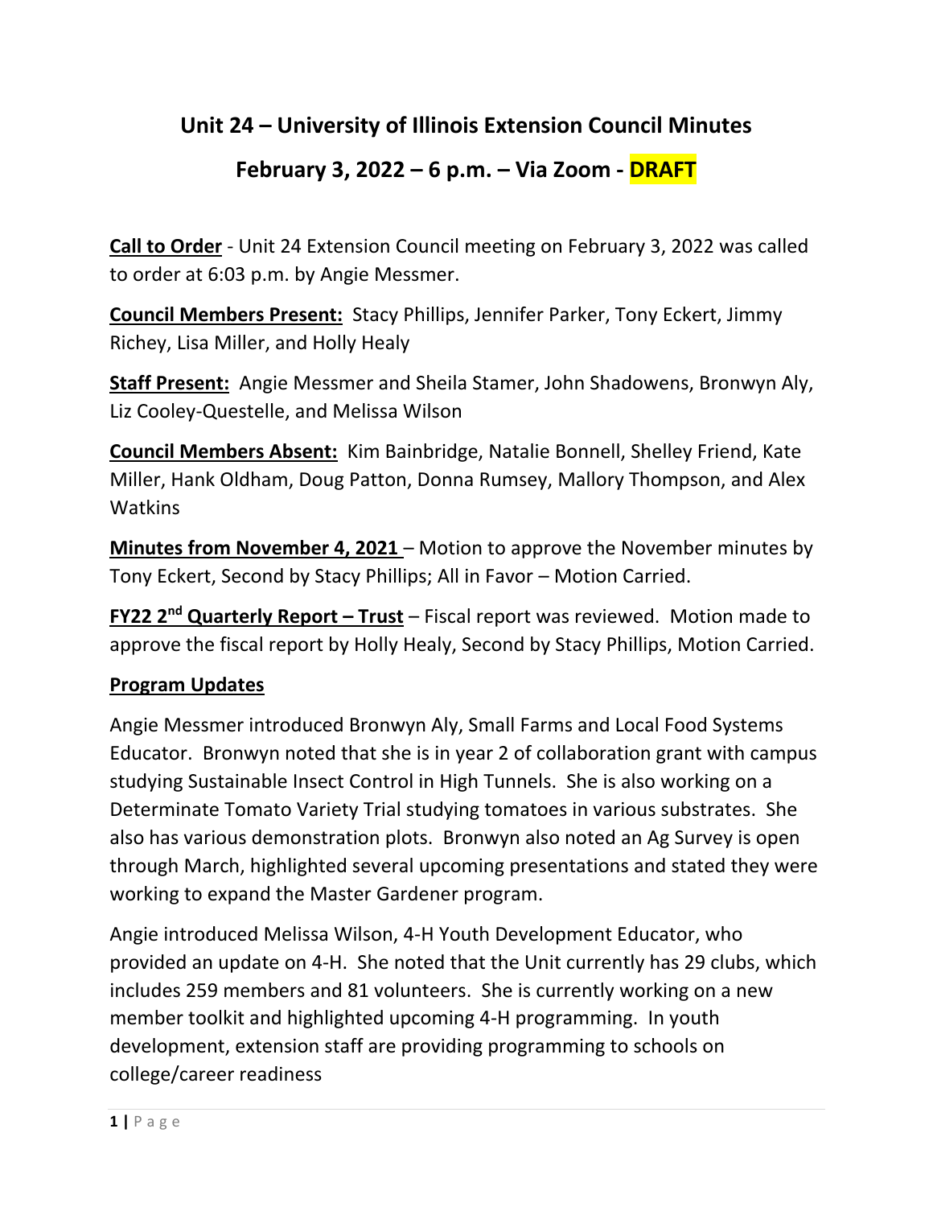# Unit 24 – University of Illinois Extension Council Minutes

## February 3, 2022 – 6 p.m. – Via Zoom - DRAFT

**Call to Order** - Unit 24 Extension Council meeting on February 3, 2022 was called to order at 6:03 p.m. by Angie Messmer.

**Council Members Present:** Stacy Phillips, Jennifer Parker, Tony Eckert, Jimmy Richey, Lisa Miller, and Holly Healy

**Staff Present:** Angie Messmer and Sheila Stamer, John Shadowens, Bronwyn Aly, Liz Cooley-Questelle, and Melissa Wilson

**Council Members Absent:** Kim Bainbridge, Natalie Bonnell, Shelley Friend, Kate Miller, Hank Oldham, Doug Patton, Donna Rumsey, Mallory Thompson, and Alex Watkins

**Minutes from November 4, 2021** – Motion to approve the November minutes by Tony Eckert, Second by Stacy Phillips; All in Favor – Motion Carried.

**FY22 2nd Quarterly Report – Trust** – Fiscal report was reviewed. Motion made to approve the fiscal report by Holly Healy, Second by Stacy Phillips, Motion Carried.

**Program Updates**

Angie Messmer introduced Bronwyn Aly, Small Farms and Local Food Systems Educator. Bronwyn noted that she is in year 2 of collaboration grant with campus studying Sustainable Insect Control in High Tunnels. She is also working on a Determinate Tomato Variety Trial studying tomatoes in various substrates. She also has various demonstration plots. Bronwyn also noted an Ag Survey is open through March, highlighted several upcoming presentations and stated they were working to expand the Master Gardener program.

Angie introduced Melissa Wilson, 4-H Youth Development Educator, who provided an update on 4-H. She noted that the Unit currently has 29 clubs, which includes 259 members and 81 volunteers. She is currently working on a new member toolkit and highlighted upcoming 4-H programming. In youth development, extension staff are providing programming to schools on college/career readiness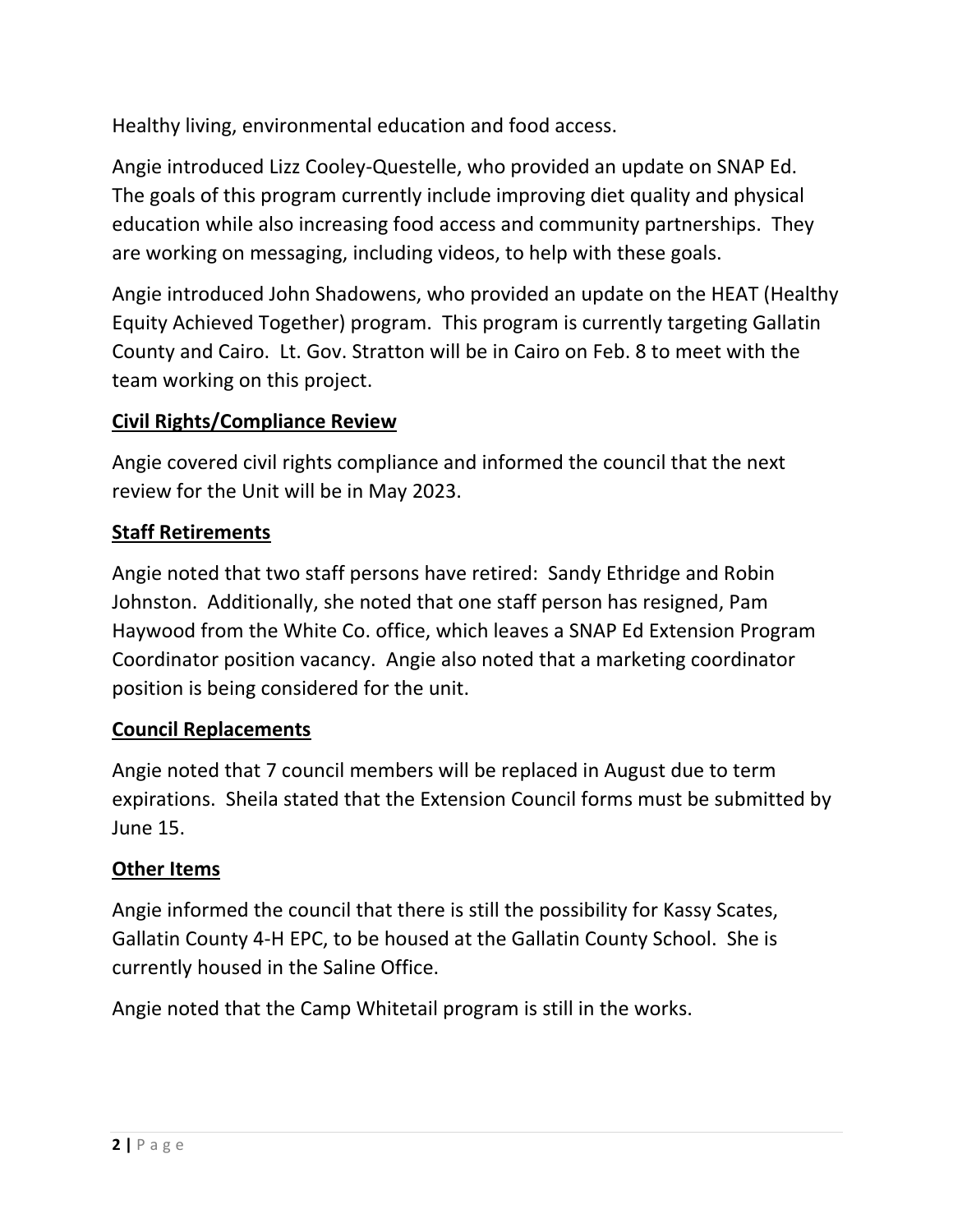Healthy living, environmental education and food access.

Angie introduced Lizz Cooley-Questelle, who provided an update on SNAP Ed. The goals of this program currently include improving diet quality and physical education while also increasing food access and community partnerships. They are working on messaging, including videos, to help with these goals.

Angie introduced John Shadowens, who provided an update on the HEAT (Healthy Equity Achieved Together) program. This program is currently targeting Gallatin County and Cairo. Lt. Gov. Stratton will be in Cairo on Feb. 8 to meet with the team working on this project.

**Civil Rights/Compliance Review**

Angie covered civil rights compliance and informed the council that the next review for the Unit will be in May 2023.

**Staff Retirements**

Angie noted that two staff persons have retired: Sandy Ethridge and Robin Johnston. Additionally, she noted that one staff person has resigned, Pam Haywood from the White Co. office, which leaves a SNAP Ed Extension Program Coordinator position vacancy. Angie also noted that a marketing coordinator position is being considered for the unit.

**Council Replacements**

Angie noted that 7 council members will be replaced in August due to term expirations. Sheila stated that the Extension Council forms must be submitted by June 15.

**Other Items**

Angie informed the council that there is still the possibility for Kassy Scates, Gallatin County 4-H EPC, to be housed at the Gallatin County School. She is currently housed in the Saline Office.

Angie noted that the Camp Whitetail program is still in the works.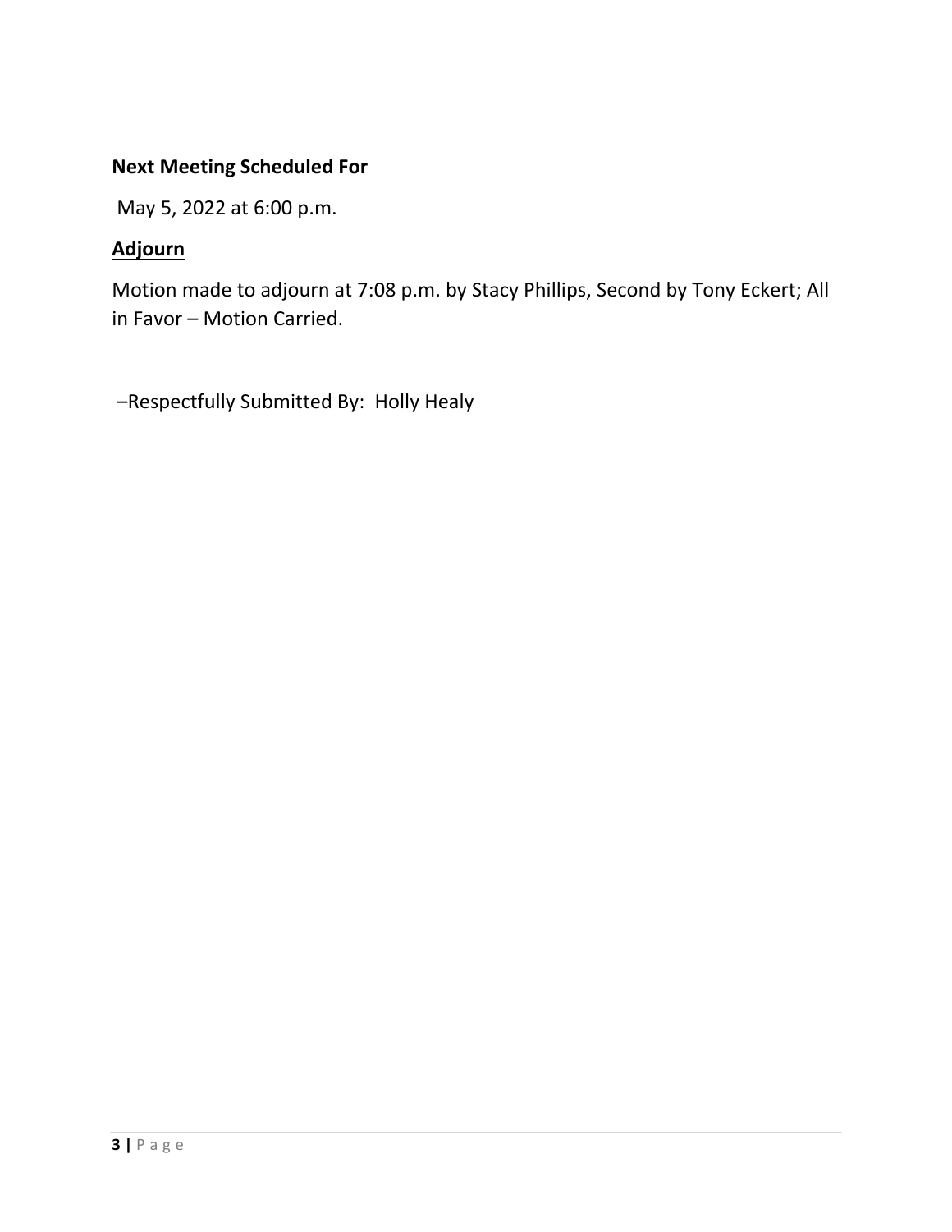**Next Meeting Scheduled For**

May 5, 2022 at 6:00 p.m.

**Adjourn**

Motion made to adjourn at 7:08 p.m. by Stacy Phillips, Second by Tony Eckert; All in Favor – Motion Carried.

–Respectfully Submitted By: Holly Healy